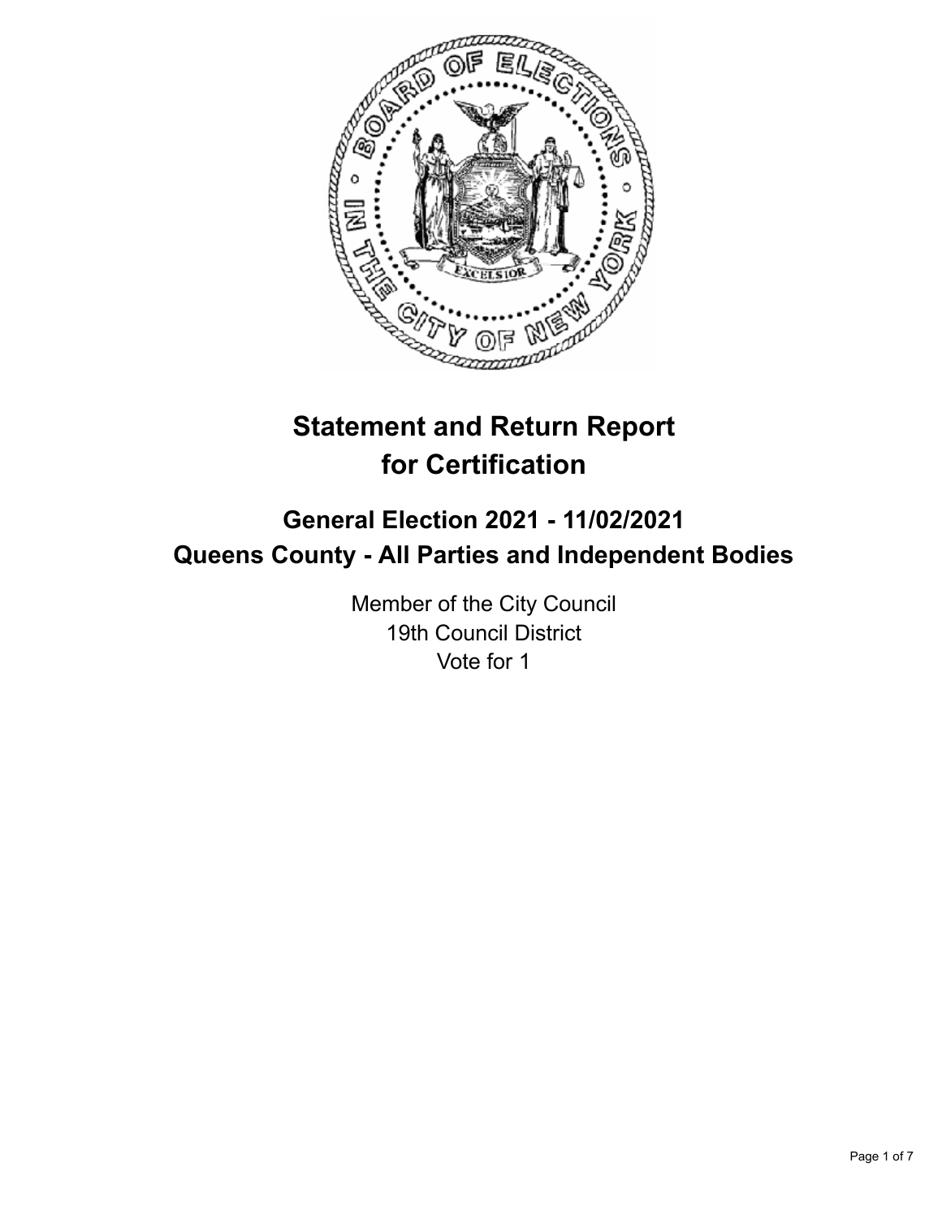# Statement and Return Report for Certification

## General Election 2021 - 11/02/2021
## Queens County - All Parties and Independent Bodies

Member of the City Council
19th Council District
Vote for 1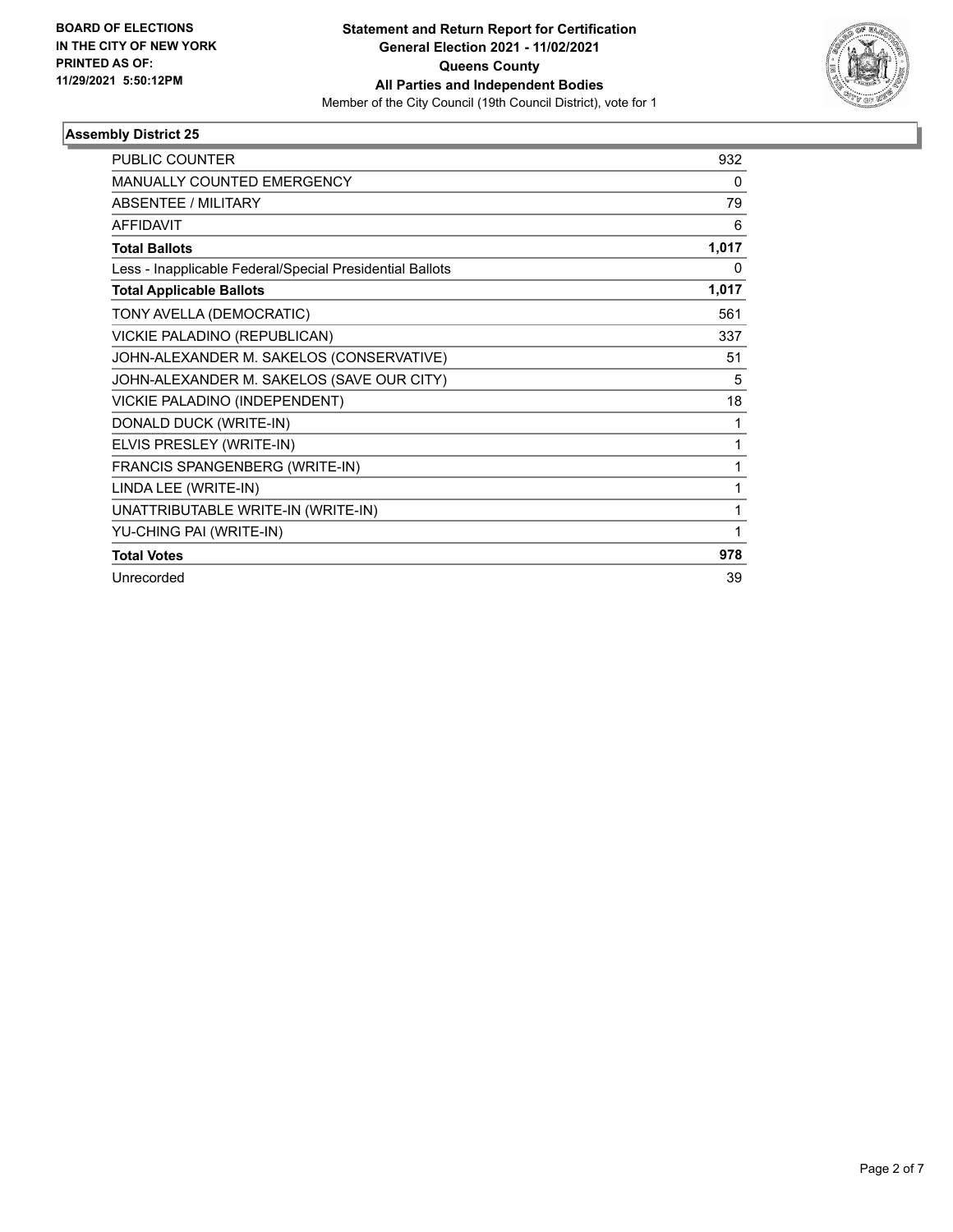**BOARD OF ELECTIONS IN THE CITY OF NEW YORK PRINTED AS OF: 11/29/2021 5:50:12PM**

**Statement and Return Report for Certification General Election 2021 - 11/02/2021 Queens County All Parties and Independent Bodies**

Member of the City Council (19th Council District), vote for 1

### Assembly District 25

| | |
|---|---|
| PUBLIC COUNTER | 932 |
| MANUALLY COUNTED EMERGENCY | 0 |
| ABSENTEE / MILITARY | 79 |
| AFFIDAVIT | 6 |
| **Total Ballots** | **1,017** |
| Less - Inapplicable Federal/Special Presidential Ballots | 0 |
| **Total Applicable Ballots** | **1,017** |
| TONY AVELLA (DEMOCRATIC) | 561 |
| VICKIE PALADINO (REPUBLICAN) | 337 |
| JOHN-ALEXANDER M. SAKELOS (CONSERVATIVE) | 51 |
| JOHN-ALEXANDER M. SAKELOS (SAVE OUR CITY) | 5 |
| VICKIE PALADINO (INDEPENDENT) | 18 |
| DONALD DUCK (WRITE-IN) | 1 |
| ELVIS PRESLEY (WRITE-IN) | 1 |
| FRANCIS SPANGENBERG (WRITE-IN) | 1 |
| LINDA LEE (WRITE-IN) | 1 |
| UNATTRIBUTABLE WRITE-IN (WRITE-IN) | 1 |
| YU-CHING PAI (WRITE-IN) | 1 |
| **Total Votes** | **978** |
| Unrecorded | 39 |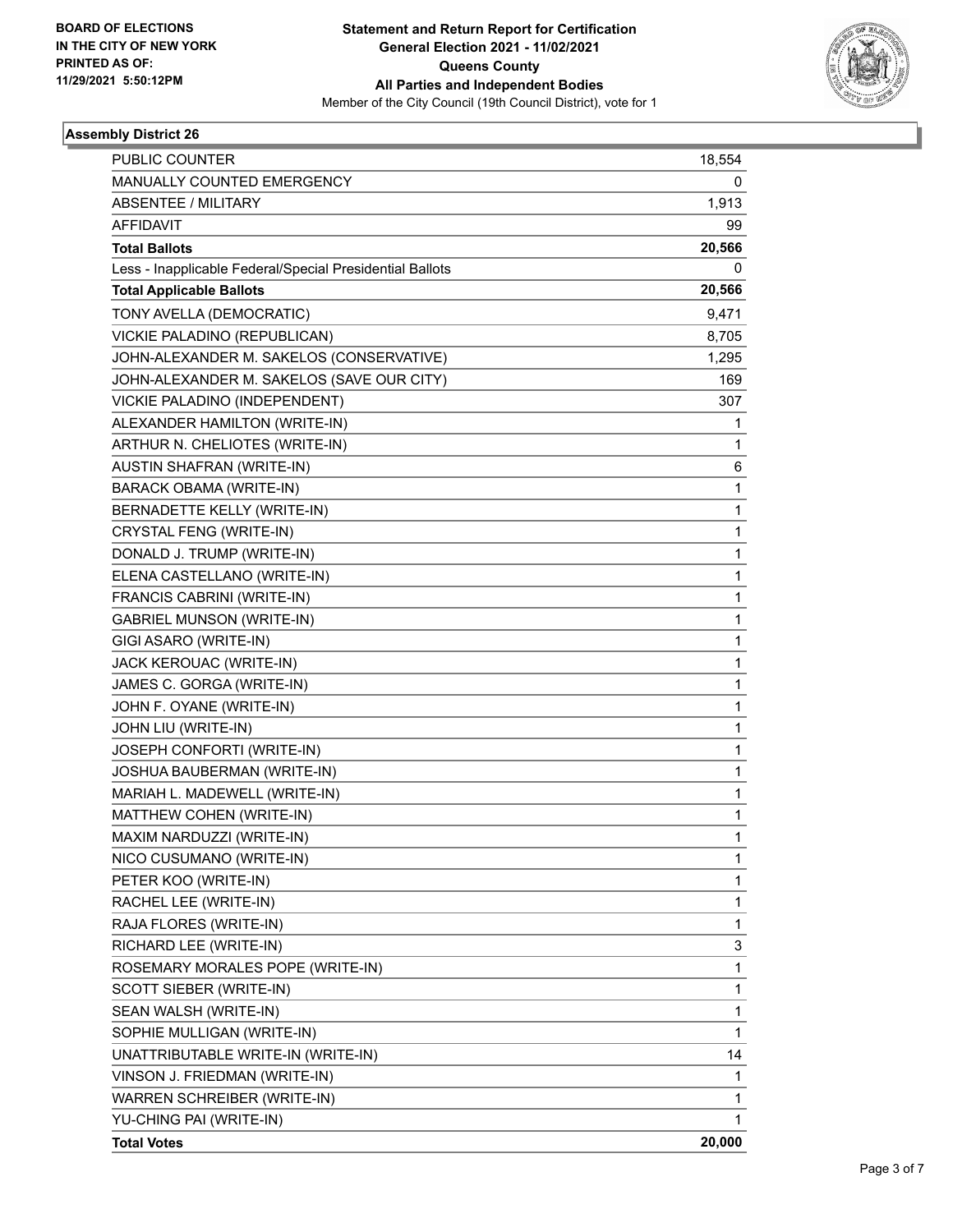**BOARD OF ELECTIONS IN THE CITY OF NEW YORK PRINTED AS OF: 11/29/2021 5:50:12PM**

# Statement and Return Report for Certification
## General Election 2021 - 11/02/2021
## Queens County
## All Parties and Independent Bodies
Member of the City Council (19th Council District), vote for 1

### Assembly District 26

| | |
|---|---|
| PUBLIC COUNTER | 18,554 |
| MANUALLY COUNTED EMERGENCY | 0 |
| ABSENTEE / MILITARY | 1,913 |
| AFFIDAVIT | 99 |
| **Total Ballots** | **20,566** |
| Less - Inapplicable Federal/Special Presidential Ballots | 0 |
| **Total Applicable Ballots** | **20,566** |
| TONY AVELLA (DEMOCRATIC) | 9,471 |
| VICKIE PALADINO (REPUBLICAN) | 8,705 |
| JOHN-ALEXANDER M. SAKELOS (CONSERVATIVE) | 1,295 |
| JOHN-ALEXANDER M. SAKELOS (SAVE OUR CITY) | 169 |
| VICKIE PALADINO (INDEPENDENT) | 307 |
| ALEXANDER HAMILTON (WRITE-IN) | 1 |
| ARTHUR N. CHELIOTES (WRITE-IN) | 1 |
| AUSTIN SHAFRAN (WRITE-IN) | 6 |
| BARACK OBAMA (WRITE-IN) | 1 |
| BERNADETTE KELLY (WRITE-IN) | 1 |
| CRYSTAL FENG (WRITE-IN) | 1 |
| DONALD J. TRUMP (WRITE-IN) | 1 |
| ELENA CASTELLANO (WRITE-IN) | 1 |
| FRANCIS CABRINI (WRITE-IN) | 1 |
| GABRIEL MUNSON (WRITE-IN) | 1 |
| GIGI ASARO (WRITE-IN) | 1 |
| JACK KEROUAC (WRITE-IN) | 1 |
| JAMES C. GORGA (WRITE-IN) | 1 |
| JOHN F. OYANE (WRITE-IN) | 1 |
| JOHN LIU (WRITE-IN) | 1 |
| JOSEPH CONFORTI (WRITE-IN) | 1 |
| JOSHUA BAUBERMAN (WRITE-IN) | 1 |
| MARIAH L. MADEWELL (WRITE-IN) | 1 |
| MATTHEW COHEN (WRITE-IN) | 1 |
| MAXIM NARDUZZI (WRITE-IN) | 1 |
| NICO CUSUMANO (WRITE-IN) | 1 |
| PETER KOO (WRITE-IN) | 1 |
| RACHEL LEE (WRITE-IN) | 1 |
| RAJA FLORES (WRITE-IN) | 1 |
| RICHARD LEE (WRITE-IN) | 3 |
| ROSEMARY MORALES POPE (WRITE-IN) | 1 |
| SCOTT SIEBER (WRITE-IN) | 1 |
| SEAN WALSH (WRITE-IN) | 1 |
| SOPHIE MULLIGAN (WRITE-IN) | 1 |
| UNATTRIBUTABLE WRITE-IN (WRITE-IN) | 14 |
| VINSON J. FRIEDMAN (WRITE-IN) | 1 |
| WARREN SCHREIBER (WRITE-IN) | 1 |
| YU-CHING PAI (WRITE-IN) | 1 |
| **Total Votes** | **20,000** |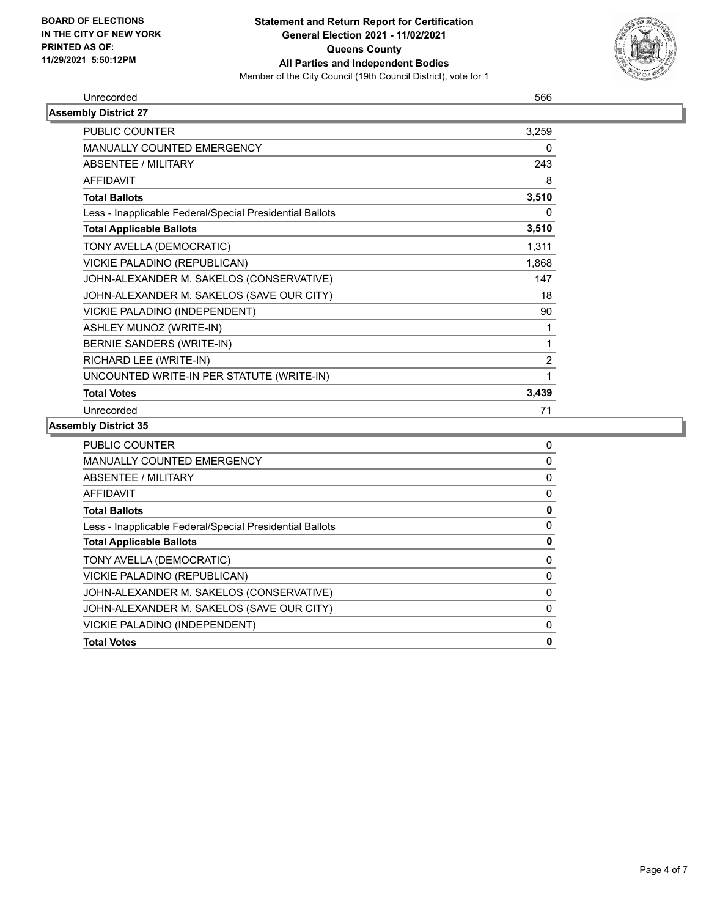| Unrecorded | 566 |
|---|---|

**Assembly District 27**

| | |
|---|---|
| PUBLIC COUNTER | 3,259 |
| MANUALLY COUNTED EMERGENCY | 0 |
| ABSENTEE / MILITARY | 243 |
| AFFIDAVIT | 8 |
| **Total Ballots** | **3,510** |
| Less - Inapplicable Federal/Special Presidential Ballots | 0 |
| **Total Applicable Ballots** | **3,510** |
| TONY AVELLA (DEMOCRATIC) | 1,311 |
| VICKIE PALADINO (REPUBLICAN) | 1,868 |
| JOHN-ALEXANDER M. SAKELOS (CONSERVATIVE) | 147 |
| JOHN-ALEXANDER M. SAKELOS (SAVE OUR CITY) | 18 |
| VICKIE PALADINO (INDEPENDENT) | 90 |
| ASHLEY MUNOZ (WRITE-IN) | 1 |
| BERNIE SANDERS (WRITE-IN) | 1 |
| RICHARD LEE (WRITE-IN) | 2 |
| UNCOUNTED WRITE-IN PER STATUTE (WRITE-IN) | 1 |
| **Total Votes** | **3,439** |
| Unrecorded | 71 |

**Assembly District 35**

| | |
|---|---|
| PUBLIC COUNTER | 0 |
| MANUALLY COUNTED EMERGENCY | 0 |
| ABSENTEE / MILITARY | 0 |
| AFFIDAVIT | 0 |
| **Total Ballots** | **0** |
| Less - Inapplicable Federal/Special Presidential Ballots | 0 |
| **Total Applicable Ballots** | **0** |
| TONY AVELLA (DEMOCRATIC) | 0 |
| VICKIE PALADINO (REPUBLICAN) | 0 |
| JOHN-ALEXANDER M. SAKELOS (CONSERVATIVE) | 0 |
| JOHN-ALEXANDER M. SAKELOS (SAVE OUR CITY) | 0 |
| VICKIE PALADINO (INDEPENDENT) | 0 |
| **Total Votes** | **0** |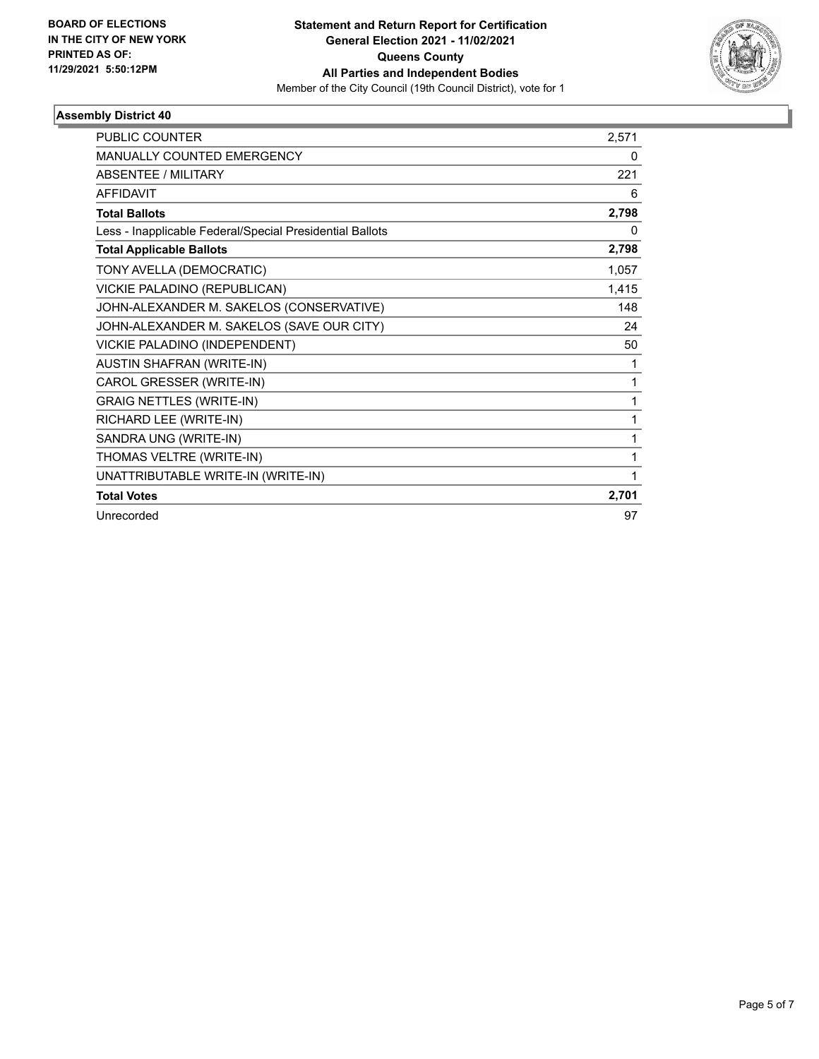**BOARD OF ELECTIONS IN THE CITY OF NEW YORK PRINTED AS OF: 11/29/2021 5:50:12PM**

**Statement and Return Report for Certification General Election 2021 - 11/02/2021 Queens County All Parties and Independent Bodies**

Member of the City Council (19th Council District), vote for 1

## Assembly District 40

| | |
|---|---|
| PUBLIC COUNTER | 2,571 |
| MANUALLY COUNTED EMERGENCY | 0 |
| ABSENTEE / MILITARY | 221 |
| AFFIDAVIT | 6 |
| **Total Ballots** | **2,798** |
| Less - Inapplicable Federal/Special Presidential Ballots | 0 |
| **Total Applicable Ballots** | **2,798** |
| TONY AVELLA (DEMOCRATIC) | 1,057 |
| VICKIE PALADINO (REPUBLICAN) | 1,415 |
| JOHN-ALEXANDER M. SAKELOS (CONSERVATIVE) | 148 |
| JOHN-ALEXANDER M. SAKELOS (SAVE OUR CITY) | 24 |
| VICKIE PALADINO (INDEPENDENT) | 50 |
| AUSTIN SHAFRAN (WRITE-IN) | 1 |
| CAROL GRESSER (WRITE-IN) | 1 |
| GRAIG NETTLES (WRITE-IN) | 1 |
| RICHARD LEE (WRITE-IN) | 1 |
| SANDRA UNG (WRITE-IN) | 1 |
| THOMAS VELTRE (WRITE-IN) | 1 |
| UNATTRIBUTABLE WRITE-IN (WRITE-IN) | 1 |
| **Total Votes** | **2,701** |
| Unrecorded | 97 |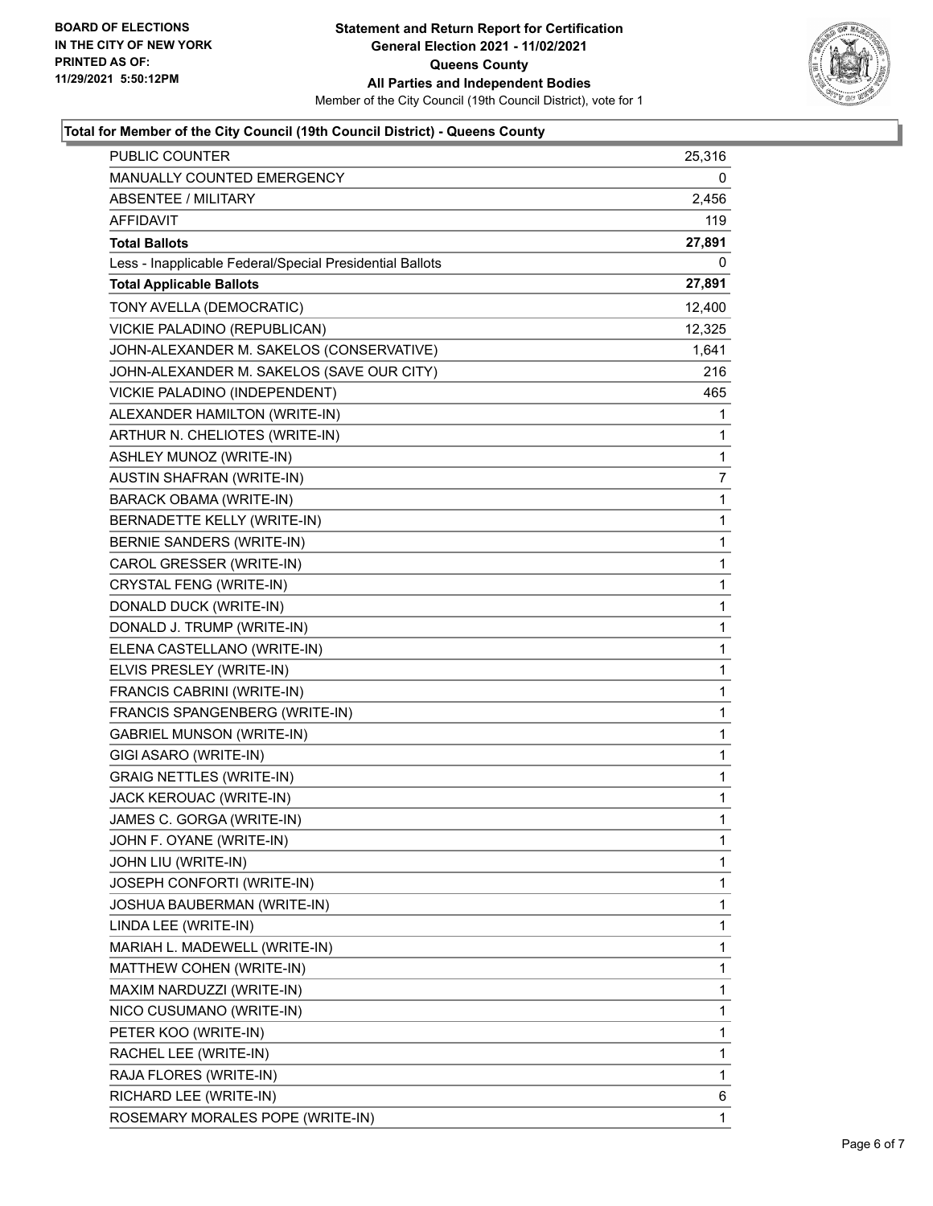**BOARD OF ELECTIONS IN THE CITY OF NEW YORK PRINTED AS OF: 11/29/2021 5:50:12PM**

**Statement and Return Report for Certification General Election 2021 - 11/02/2021 Queens County All Parties and Independent Bodies**

Member of the City Council (19th Council District), vote for 1

### Total for Member of the City Council (19th Council District) - Queens County

| | |
|---|---|
| PUBLIC COUNTER | 25,316 |
| MANUALLY COUNTED EMERGENCY | 0 |
| ABSENTEE / MILITARY | 2,456 |
| AFFIDAVIT | 119 |
| **Total Ballots** | **27,891** |
| Less - Inapplicable Federal/Special Presidential Ballots | 0 |
| **Total Applicable Ballots** | **27,891** |
| TONY AVELLA (DEMOCRATIC) | 12,400 |
| VICKIE PALADINO (REPUBLICAN) | 12,325 |
| JOHN-ALEXANDER M. SAKELOS (CONSERVATIVE) | 1,641 |
| JOHN-ALEXANDER M. SAKELOS (SAVE OUR CITY) | 216 |
| VICKIE PALADINO (INDEPENDENT) | 465 |
| ALEXANDER HAMILTON (WRITE-IN) | 1 |
| ARTHUR N. CHELIOTES (WRITE-IN) | 1 |
| ASHLEY MUNOZ (WRITE-IN) | 1 |
| AUSTIN SHAFRAN (WRITE-IN) | 7 |
| BARACK OBAMA (WRITE-IN) | 1 |
| BERNADETTE KELLY (WRITE-IN) | 1 |
| BERNIE SANDERS (WRITE-IN) | 1 |
| CAROL GRESSER (WRITE-IN) | 1 |
| CRYSTAL FENG (WRITE-IN) | 1 |
| DONALD DUCK (WRITE-IN) | 1 |
| DONALD J. TRUMP (WRITE-IN) | 1 |
| ELENA CASTELLANO (WRITE-IN) | 1 |
| ELVIS PRESLEY (WRITE-IN) | 1 |
| FRANCIS CABRINI (WRITE-IN) | 1 |
| FRANCIS SPANGENBERG (WRITE-IN) | 1 |
| GABRIEL MUNSON (WRITE-IN) | 1 |
| GIGI ASARO (WRITE-IN) | 1 |
| GRAIG NETTLES (WRITE-IN) | 1 |
| JACK KEROUAC (WRITE-IN) | 1 |
| JAMES C. GORGA (WRITE-IN) | 1 |
| JOHN F. OYANE (WRITE-IN) | 1 |
| JOHN LIU (WRITE-IN) | 1 |
| JOSEPH CONFORTI (WRITE-IN) | 1 |
| JOSHUA BAUBERMAN (WRITE-IN) | 1 |
| LINDA LEE (WRITE-IN) | 1 |
| MARIAH L. MADEWELL (WRITE-IN) | 1 |
| MATTHEW COHEN (WRITE-IN) | 1 |
| MAXIM NARDUZZI (WRITE-IN) | 1 |
| NICO CUSUMANO (WRITE-IN) | 1 |
| PETER KOO (WRITE-IN) | 1 |
| RACHEL LEE (WRITE-IN) | 1 |
| RAJA FLORES (WRITE-IN) | 1 |
| RICHARD LEE (WRITE-IN) | 6 |
| ROSEMARY MORALES POPE (WRITE-IN) | 1 |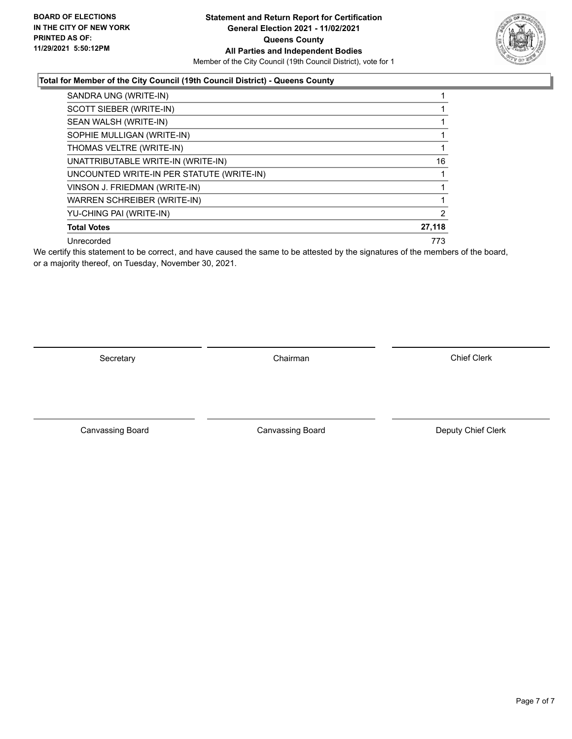**BOARD OF ELECTIONS IN THE CITY OF NEW YORK PRINTED AS OF: 11/29/2021 5:50:12PM**

**Statement and Return Report for Certification General Election 2021 - 11/02/2021 Queens County All Parties and Independent Bodies**

Member of the City Council (19th Council District), vote for 1

### Total for Member of the City Council (19th Council District) - Queens County

| | |
|---|---|
| SANDRA UNG (WRITE-IN) | 1 |
| SCOTT SIEBER (WRITE-IN) | 1 |
| SEAN WALSH (WRITE-IN) | 1 |
| SOPHIE MULLIGAN (WRITE-IN) | 1 |
| THOMAS VELTRE (WRITE-IN) | 1 |
| UNATTRIBUTABLE WRITE-IN (WRITE-IN) | 16 |
| UNCOUNTED WRITE-IN PER STATUTE (WRITE-IN) | 1 |
| VINSON J. FRIEDMAN (WRITE-IN) | 1 |
| WARREN SCHREIBER (WRITE-IN) | 1 |
| YU-CHING PAI (WRITE-IN) | 2 |
| **Total Votes** | **27,118** |
| Unrecorded | 773 |

We certify this statement to be correct, and have caused the same to be attested by the signatures of the members of the board, or a majority thereof, on Tuesday, November 30, 2021.

Secretary

Chairman

Chief Clerk

Canvassing Board

Canvassing Board

Deputy Chief Clerk